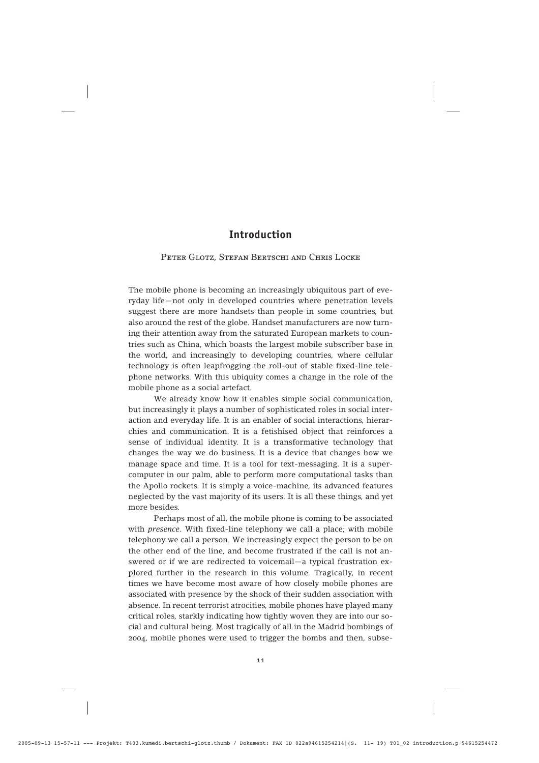# Introduction

Peter Glotz, Stefan Bertschi and Chris Locke

The mobile phone is becoming an increasingly ubiquitous part of everyday life—not only in developed countries where penetration levels suggest there are more handsets than people in some countries, but also around the rest of the globe. Handset manufacturers are now turning their attention away from the saturated European markets to countries such as China, which boasts the largest mobile subscriber base in the world, and increasingly to developing countries, where cellular technology is often leapfrogging the roll-out of stable fixed-line telephone networks. With this ubiquity comes a change in the role of the mobile phone as a social artefact.

We already know how it enables simple social communication, but increasingly it plays a number of sophisticated roles in social interaction and everyday life. It is an enabler of social interactions, hierarchies and communication. It is a fetishised object that reinforces a sense of individual identity. It is a transformative technology that changes the way we do business. It is a device that changes how we manage space and time. It is a tool for text-messaging. It is a supercomputer in our palm, able to perform more computational tasks than the Apollo rockets. It is simply a voice-machine, its advanced features neglected by the vast majority of its users. It is all these things, and yet more besides.

Perhaps most of all, the mobile phone is coming to be associated with *presence*. With fixed-line telephony we call a place; with mobile telephony we call a person. We increasingly expect the person to be on the other end of the line, and become frustrated if the call is not answered or if we are redirected to voicemail—a typical frustration explored further in the research in this volume. Tragically, in recent times we have become most aware of how closely mobile phones are associated with presence by the shock of their sudden association with absence. In recent terrorist atrocities, mobile phones have played many critical roles, starkly indicating how tightly woven they are into our social and cultural being. Most tragically of all in the Madrid bombings of 2004, mobile phones were used to trigger the bombs and then, subse-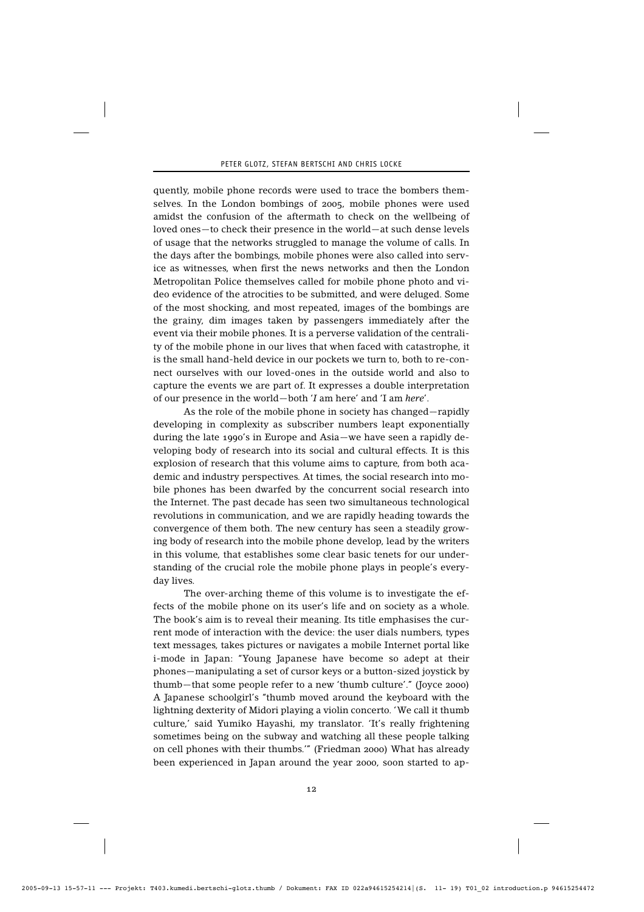quently, mobile phone records were used to trace the bombers themselves. In the London bombings of 2005, mobile phones were used amidst the confusion of the aftermath to check on the wellbeing of loved ones—to check their presence in the world—at such dense levels of usage that the networks struggled to manage the volume of calls. In the days after the bombings, mobile phones were also called into service as witnesses, when first the news networks and then the London Metropolitan Police themselves called for mobile phone photo and video evidence of the atrocities to be submitted, and were deluged. Some of the most shocking, and most repeated, images of the bombings are the grainy, dim images taken by passengers immediately after the event via their mobile phones. It is a perverse validation of the centrality of the mobile phone in our lives that when faced with catastrophe, it is the small hand-held device in our pockets we turn to, both to re-connect ourselves with our loved-ones in the outside world and also to capture the events we are part of. It expresses a double interpretation of our presence in the world—both '*I* am here' and 'I am *here*'.

As the role of the mobile phone in society has changed—rapidly developing in complexity as subscriber numbers leapt exponentially during the late 1990's in Europe and Asia—we have seen a rapidly developing body of research into its social and cultural effects. It is this explosion of research that this volume aims to capture, from both academic and industry perspectives. At times, the social research into mobile phones has been dwarfed by the concurrent social research into the Internet. The past decade has seen two simultaneous technological revolutions in communication, and we are rapidly heading towards the convergence of them both. The new century has seen a steadily growing body of research into the mobile phone develop, lead by the writers in this volume, that establishes some clear basic tenets for our understanding of the crucial role the mobile phone plays in people's everyday lives.

The over-arching theme of this volume is to investigate the effects of the mobile phone on its user's life and on society as a whole. The book's aim is to reveal their meaning. Its title emphasises the current mode of interaction with the device: the user dials numbers, types text messages, takes pictures or navigates a mobile Internet portal like i-mode in Japan: "Young Japanese have become so adept at their phones—manipulating a set of cursor keys or a button-sized joystick by thumb—that some people refer to a new 'thumb culture'." (Joyce 2000) A Japanese schoolgirl's "thumb moved around the keyboard with the lightning dexterity of Midori playing a violin concerto. 'We call it thumb culture,' said Yumiko Hayashi, my translator. 'It's really frightening sometimes being on the subway and watching all these people talking on cell phones with their thumbs.'" (Friedman 2000) What has already been experienced in Japan around the year 2000, soon started to ap-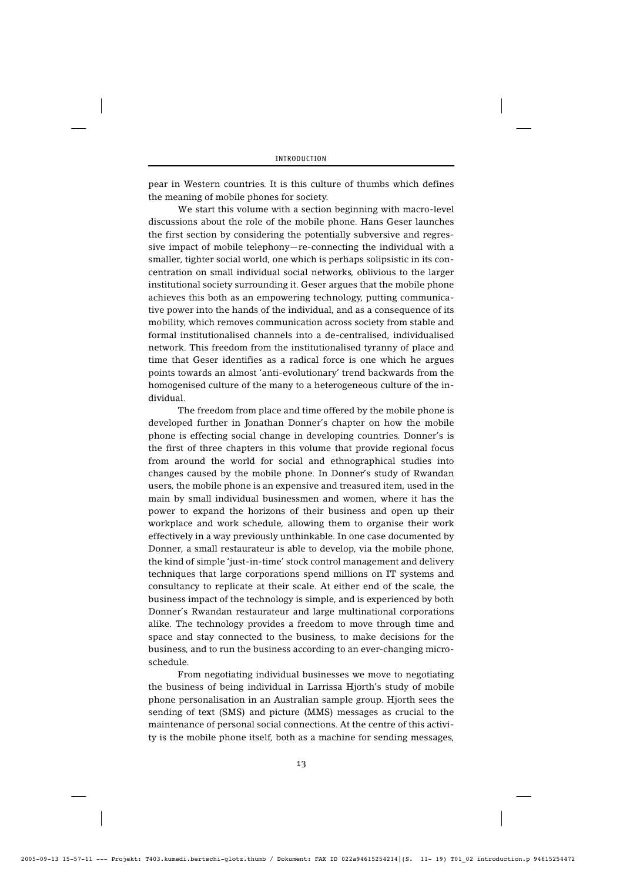pear in Western countries. It is this culture of thumbs which defines the meaning of mobile phones for society.

We start this volume with a section beginning with macro-level discussions about the role of the mobile phone. Hans Geser launches the first section by considering the potentially subversive and regressive impact of mobile telephony—re-connecting the individual with a smaller, tighter social world, one which is perhaps solipsistic in its concentration on small individual social networks, oblivious to the larger institutional society surrounding it. Geser argues that the mobile phone achieves this both as an empowering technology, putting communicative power into the hands of the individual, and as a consequence of its mobility, which removes communication across society from stable and formal institutionalised channels into a de-centralised, individualised network. This freedom from the institutionalised tyranny of place and time that Geser identifies as a radical force is one which he argues points towards an almost 'anti-evolutionary' trend backwards from the homogenised culture of the many to a heterogeneous culture of the individual.

The freedom from place and time offered by the mobile phone is developed further in Jonathan Donner's chapter on how the mobile phone is effecting social change in developing countries. Donner's is the first of three chapters in this volume that provide regional focus from around the world for social and ethnographical studies into changes caused by the mobile phone. In Donner's study of Rwandan users, the mobile phone is an expensive and treasured item, used in the main by small individual businessmen and women, where it has the power to expand the horizons of their business and open up their workplace and work schedule, allowing them to organise their work effectively in a way previously unthinkable. In one case documented by Donner, a small restaurateur is able to develop, via the mobile phone, the kind of simple 'just-in-time' stock control management and delivery techniques that large corporations spend millions on IT systems and consultancy to replicate at their scale. At either end of the scale, the business impact of the technology is simple, and is experienced by both Donner's Rwandan restaurateur and large multinational corporations alike. The technology provides a freedom to move through time and space and stay connected to the business, to make decisions for the business, and to run the business according to an ever-changing micro-schedule.

From negotiating individual businesses we move to negotiating the business of being individual in Larrissa Hjorth's study of mobile phone personalisation in an Australian sample group. Hjorth sees the sending of text (SMS) and picture (MMS) messages as crucial to the maintenance of personal social connections. At the centre of this activity is the mobile phone itself, both as a machine for sending messages,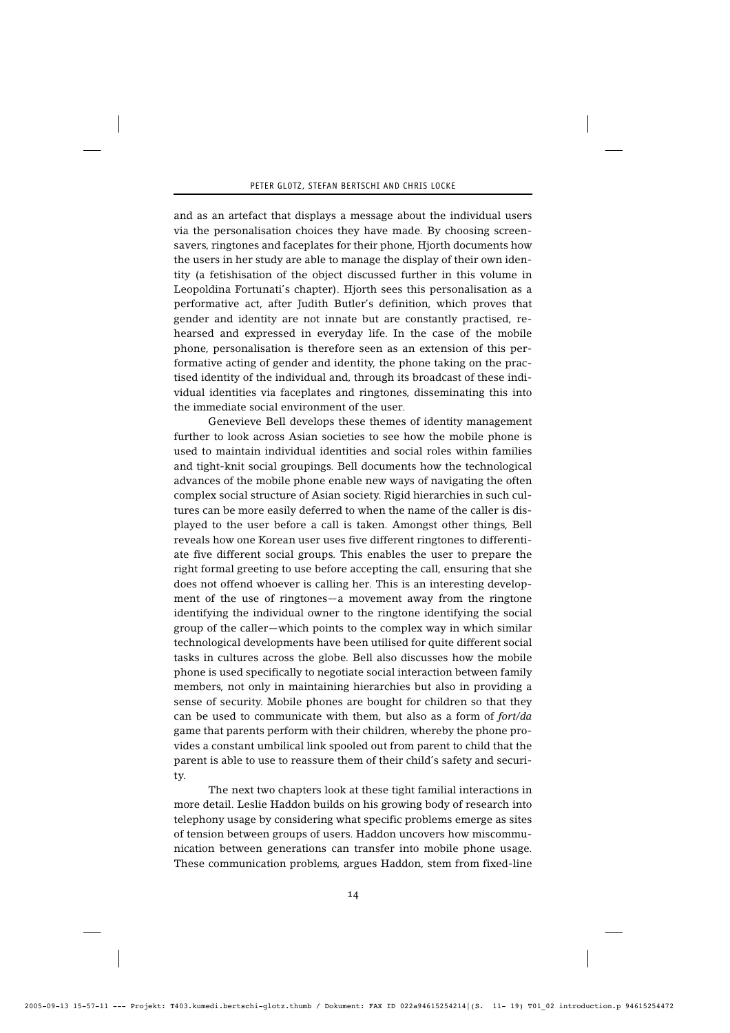and as an artefact that displays a message about the individual users via the personalisation choices they have made. By choosing screensavers, ringtones and faceplates for their phone, Hjorth documents how the users in her study are able to manage the display of their own identity (a fetishisation of the object discussed further in this volume in Leopoldina Fortunati's chapter). Hjorth sees this personalisation as a performative act, after Judith Butler's definition, which proves that gender and identity are not innate but are constantly practised, rehearsed and expressed in everyday life. In the case of the mobile phone, personalisation is therefore seen as an extension of this performative acting of gender and identity, the phone taking on the practised identity of the individual and, through its broadcast of these individual identities via faceplates and ringtones, disseminating this into the immediate social environment of the user.

Genevieve Bell develops these themes of identity management further to look across Asian societies to see how the mobile phone is used to maintain individual identities and social roles within families and tight-knit social groupings. Bell documents how the technological advances of the mobile phone enable new ways of navigating the often complex social structure of Asian society. Rigid hierarchies in such cultures can be more easily deferred to when the name of the caller is displayed to the user before a call is taken. Amongst other things, Bell reveals how one Korean user uses five different ringtones to differentiate five different social groups. This enables the user to prepare the right formal greeting to use before accepting the call, ensuring that she does not offend whoever is calling her. This is an interesting development of the use of ringtones—a movement away from the ringtone identifying the individual owner to the ringtone identifying the social group of the caller—which points to the complex way in which similar technological developments have been utilised for quite different social tasks in cultures across the globe. Bell also discusses how the mobile phone is used specifically to negotiate social interaction between family members, not only in maintaining hierarchies but also in providing a sense of security. Mobile phones are bought for children so that they can be used to communicate with them, but also as a form of *fort/da* game that parents perform with their children, whereby the phone provides a constant umbilical link spooled out from parent to child that the parent is able to use to reassure them of their child's safety and security.

The next two chapters look at these tight familial interactions in more detail. Leslie Haddon builds on his growing body of research into telephony usage by considering what specific problems emerge as sites of tension between groups of users. Haddon uncovers how miscommunication between generations can transfer into mobile phone usage. These communication problems, argues Haddon, stem from fixed-line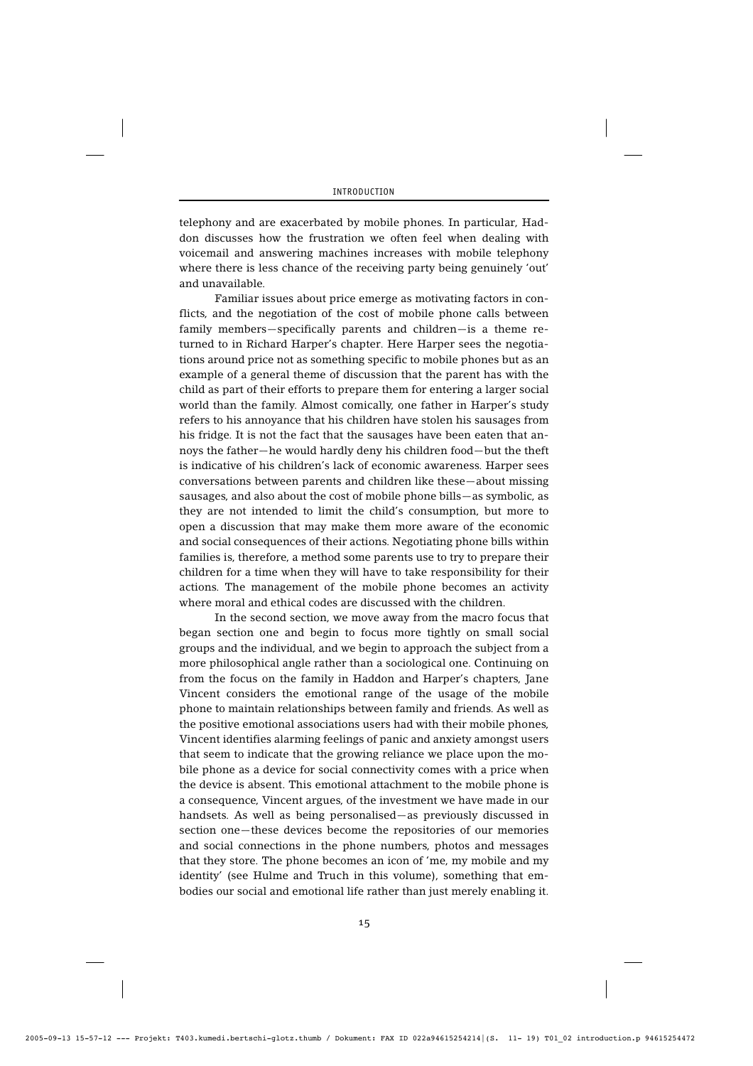telephony and are exacerbated by mobile phones. In particular, Haddon discusses how the frustration we often feel when dealing with voicemail and answering machines increases with mobile telephony where there is less chance of the receiving party being genuinely 'out' and unavailable.

Familiar issues about price emerge as motivating factors in conflicts, and the negotiation of the cost of mobile phone calls between family members—specifically parents and children—is a theme returned to in Richard Harper's chapter. Here Harper sees the negotiations around price not as something specific to mobile phones but as an example of a general theme of discussion that the parent has with the child as part of their efforts to prepare them for entering a larger social world than the family. Almost comically, one father in Harper's study refers to his annoyance that his children have stolen his sausages from his fridge. It is not the fact that the sausages have been eaten that annoys the father—he would hardly deny his children food—but the theft is indicative of his children's lack of economic awareness. Harper sees conversations between parents and children like these—about missing sausages, and also about the cost of mobile phone bills—as symbolic, as they are not intended to limit the child's consumption, but more to open a discussion that may make them more aware of the economic and social consequences of their actions. Negotiating phone bills within families is, therefore, a method some parents use to try to prepare their children for a time when they will have to take responsibility for their actions. The management of the mobile phone becomes an activity where moral and ethical codes are discussed with the children.

In the second section, we move away from the macro focus that began section one and begin to focus more tightly on small social groups and the individual, and we begin to approach the subject from a more philosophical angle rather than a sociological one. Continuing on from the focus on the family in Haddon and Harper's chapters, Jane Vincent considers the emotional range of the usage of the mobile phone to maintain relationships between family and friends. As well as the positive emotional associations users had with their mobile phones, Vincent identifies alarming feelings of panic and anxiety amongst users that seem to indicate that the growing reliance we place upon the mobile phone as a device for social connectivity comes with a price when the device is absent. This emotional attachment to the mobile phone is a consequence, Vincent argues, of the investment we have made in our handsets. As well as being personalised—as previously discussed in section one—these devices become the repositories of our memories and social connections in the phone numbers, photos and messages that they store. The phone becomes an icon of 'me, my mobile and my identity' (see Hulme and Truch in this volume), something that embodies our social and emotional life rather than just merely enabling it.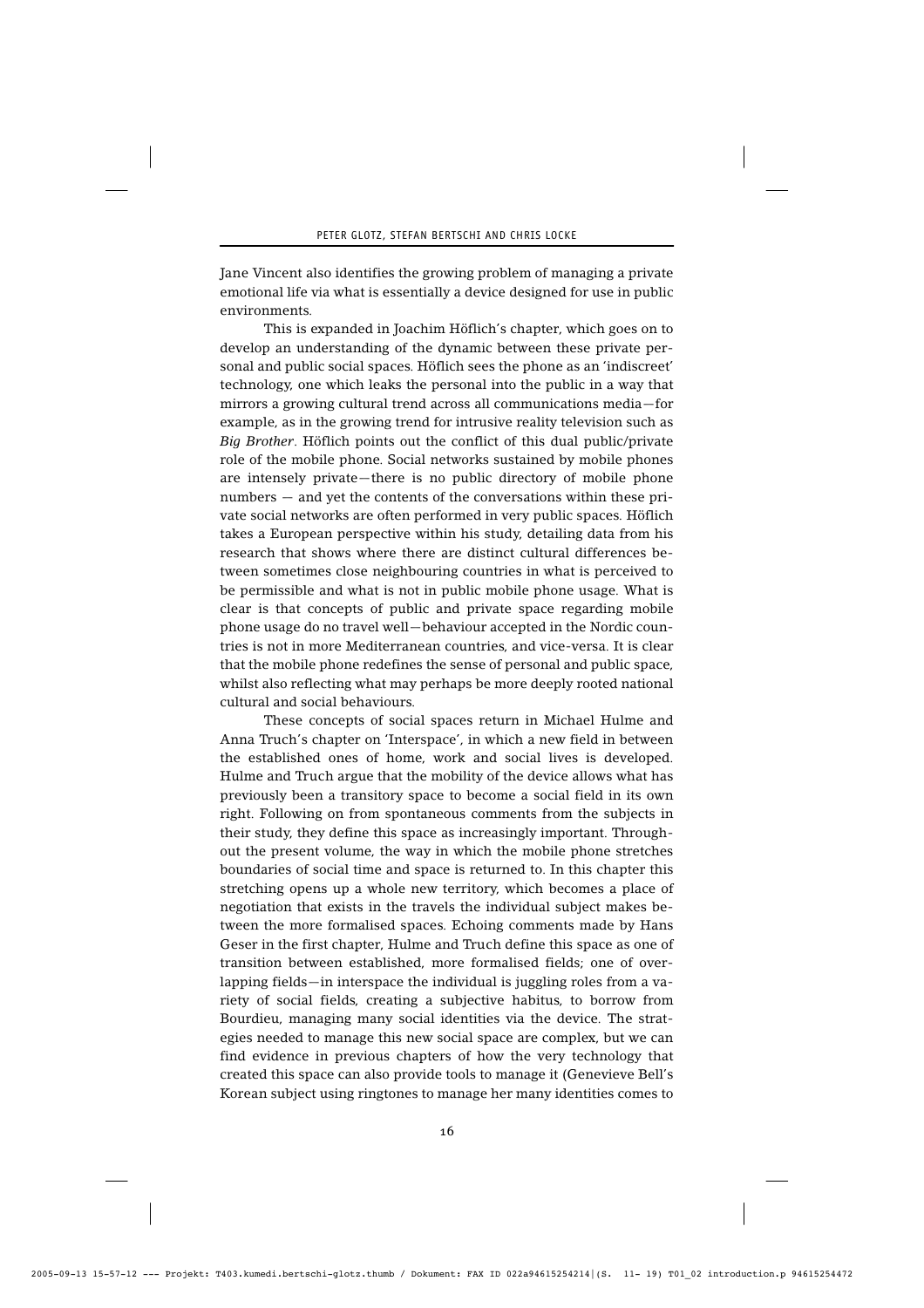Jane Vincent also identifies the growing problem of managing a private emotional life via what is essentially a device designed for use in public environments.

This is expanded in Joachim Höflich's chapter, which goes on to develop an understanding of the dynamic between these private personal and public social spaces. Höflich sees the phone as an 'indiscreet' technology, one which leaks the personal into the public in a way that mirrors a growing cultural trend across all communications media—for example, as in the growing trend for intrusive reality television such as *Big Brother*. Höflich points out the conflict of this dual public/private role of the mobile phone. Social networks sustained by mobile phones are intensely private—there is no public directory of mobile phone numbers — and yet the contents of the conversations within these private social networks are often performed in very public spaces. Höflich takes a European perspective within his study, detailing data from his research that shows where there are distinct cultural differences between sometimes close neighbouring countries in what is perceived to be permissible and what is not in public mobile phone usage. What is clear is that concepts of public and private space regarding mobile phone usage do no travel well—behaviour accepted in the Nordic countries is not in more Mediterranean countries, and vice-versa. It is clear that the mobile phone redefines the sense of personal and public space, whilst also reflecting what may perhaps be more deeply rooted national cultural and social behaviours.

These concepts of social spaces return in Michael Hulme and Anna Truch's chapter on 'Interspace', in which a new field in between the established ones of home, work and social lives is developed. Hulme and Truch argue that the mobility of the device allows what has previously been a transitory space to become a social field in its own right. Following on from spontaneous comments from the subjects in their study, they define this space as increasingly important. Throughout the present volume, the way in which the mobile phone stretches boundaries of social time and space is returned to. In this chapter this stretching opens up a whole new territory, which becomes a place of negotiation that exists in the travels the individual subject makes between the more formalised spaces. Echoing comments made by Hans Geser in the first chapter, Hulme and Truch define this space as one of transition between established, more formalised fields; one of overlapping fields—in interspace the individual is juggling roles from a variety of social fields, creating a subjective habitus, to borrow from Bourdieu, managing many social identities via the device. The strategies needed to manage this new social space are complex, but we can find evidence in previous chapters of how the very technology that created this space can also provide tools to manage it (Genevieve Bell's Korean subject using ringtones to manage her many identities comes to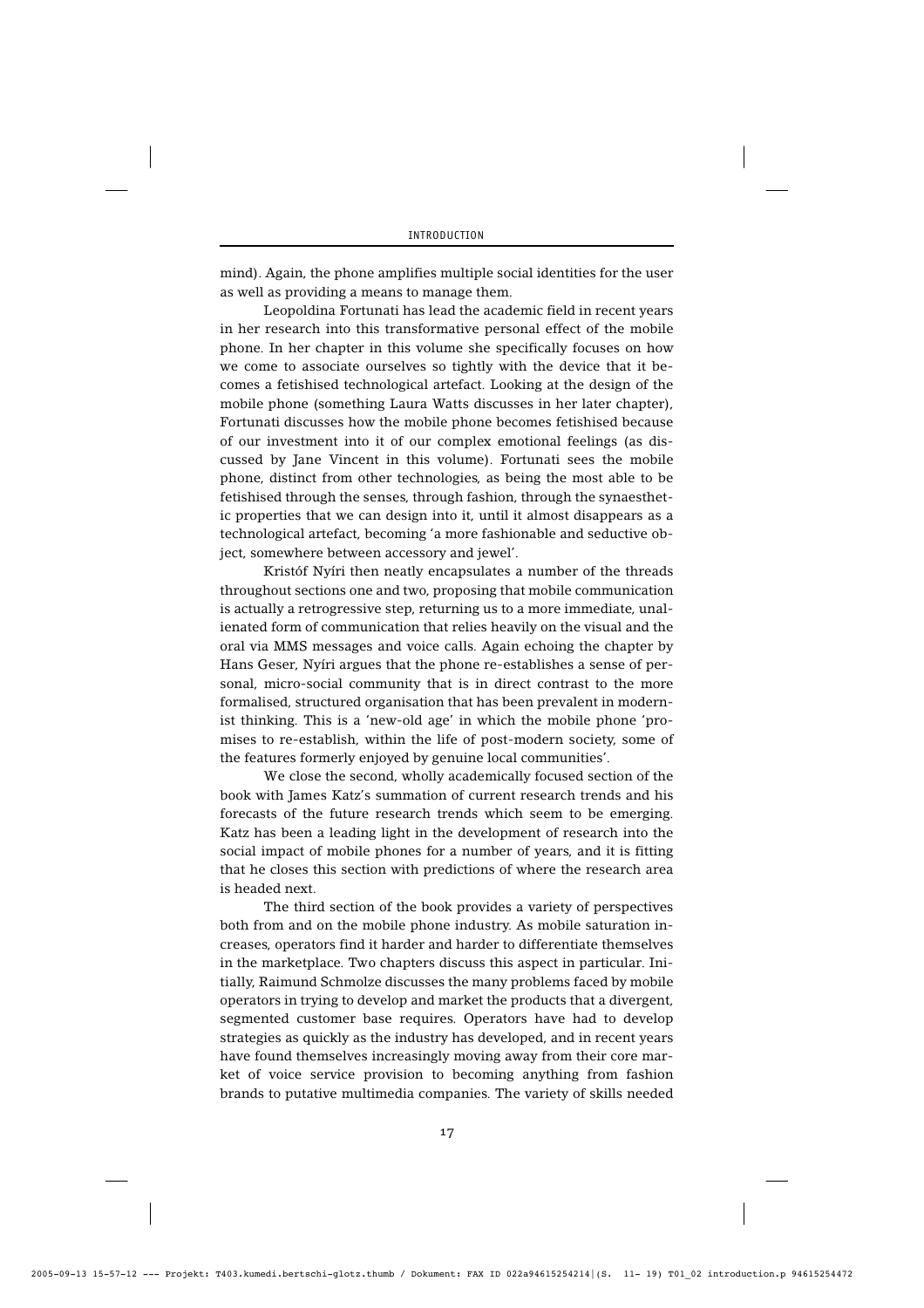mind). Again, the phone amplifies multiple social identities for the user as well as providing a means to manage them.

Leopoldina Fortunati has lead the academic field in recent years in her research into this transformative personal effect of the mobile phone. In her chapter in this volume she specifically focuses on how we come to associate ourselves so tightly with the device that it becomes a fetishised technological artefact. Looking at the design of the mobile phone (something Laura Watts discusses in her later chapter), Fortunati discusses how the mobile phone becomes fetishised because of our investment into it of our complex emotional feelings (as discussed by Jane Vincent in this volume). Fortunati sees the mobile phone, distinct from other technologies, as being the most able to be fetishised through the senses, through fashion, through the synaesthetic properties that we can design into it, until it almost disappears as a technological artefact, becoming 'a more fashionable and seductive object, somewhere between accessory and jewel'.

Kristóf Nyíri then neatly encapsulates a number of the threads throughout sections one and two, proposing that mobile communication is actually a retrogressive step, returning us to a more immediate, unalienated form of communication that relies heavily on the visual and the oral via MMS messages and voice calls. Again echoing the chapter by Hans Geser, Nyíri argues that the phone re-establishes a sense of personal, micro-social community that is in direct contrast to the more formalised, structured organisation that has been prevalent in modernist thinking. This is a 'new-old age' in which the mobile phone 'promises to re-establish, within the life of post-modern society, some of the features formerly enjoyed by genuine local communities'.

We close the second, wholly academically focused section of the book with James Katz's summation of current research trends and his forecasts of the future research trends which seem to be emerging. Katz has been a leading light in the development of research into the social impact of mobile phones for a number of years, and it is fitting that he closes this section with predictions of where the research area is headed next.

The third section of the book provides a variety of perspectives both from and on the mobile phone industry. As mobile saturation increases, operators find it harder and harder to differentiate themselves in the marketplace. Two chapters discuss this aspect in particular. Initially, Raimund Schmolze discusses the many problems faced by mobile operators in trying to develop and market the products that a divergent, segmented customer base requires. Operators have had to develop strategies as quickly as the industry has developed, and in recent years have found themselves increasingly moving away from their core market of voice service provision to becoming anything from fashion brands to putative multimedia companies. The variety of skills needed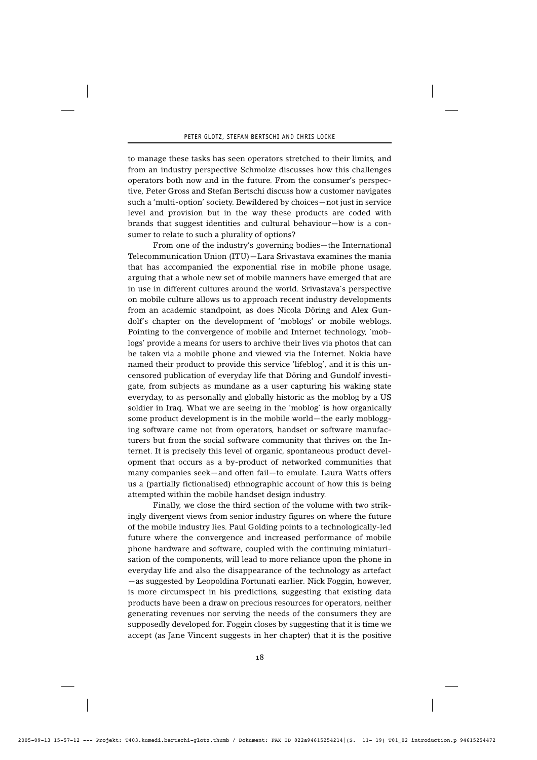to manage these tasks has seen operators stretched to their limits, and from an industry perspective Schmolze discusses how this challenges operators both now and in the future. From the consumer's perspective, Peter Gross and Stefan Bertschi discuss how a customer navigates such a 'multi-option' society. Bewildered by choices—not just in service level and provision but in the way these products are coded with brands that suggest identities and cultural behaviour—how is a consumer to relate to such a plurality of options?

From one of the industry's governing bodies—the International Telecommunication Union (ITU)—Lara Srivastava examines the mania that has accompanied the exponential rise in mobile phone usage, arguing that a whole new set of mobile manners have emerged that are in use in different cultures around the world. Srivastava's perspective on mobile culture allows us to approach recent industry developments from an academic standpoint, as does Nicola Döring and Alex Gundolf's chapter on the development of 'moblogs' or mobile weblogs. Pointing to the convergence of mobile and Internet technology, 'moblogs' provide a means for users to archive their lives via photos that can be taken via a mobile phone and viewed via the Internet. Nokia have named their product to provide this service 'lifeblog', and it is this uncensored publication of everyday life that Döring and Gundolf investigate, from subjects as mundane as a user capturing his waking state everyday, to as personally and globally historic as the moblog by a US soldier in Iraq. What we are seeing in the 'moblog' is how organically some product development is in the mobile world—the early moblogging software came not from operators, handset or software manufacturers but from the social software community that thrives on the Internet. It is precisely this level of organic, spontaneous product development that occurs as a by-product of networked communities that many companies seek—and often fail—to emulate. Laura Watts offers us a (partially fictionalised) ethnographic account of how this is being attempted within the mobile handset design industry.

Finally, we close the third section of the volume with two strikingly divergent views from senior industry figures on where the future of the mobile industry lies. Paul Golding points to a technologically-led future where the convergence and increased performance of mobile phone hardware and software, coupled with the continuing miniaturisation of the components, will lead to more reliance upon the phone in everyday life and also the disappearance of the technology as artefact—as suggested by Leopoldina Fortunati earlier. Nick Foggin, however, is more circumspect in his predictions, suggesting that existing data products have been a draw on precious resources for operators, neither generating revenues nor serving the needs of the consumers they are supposedly developed for. Foggin closes by suggesting that it is time we accept (as Jane Vincent suggests in her chapter) that it is the positive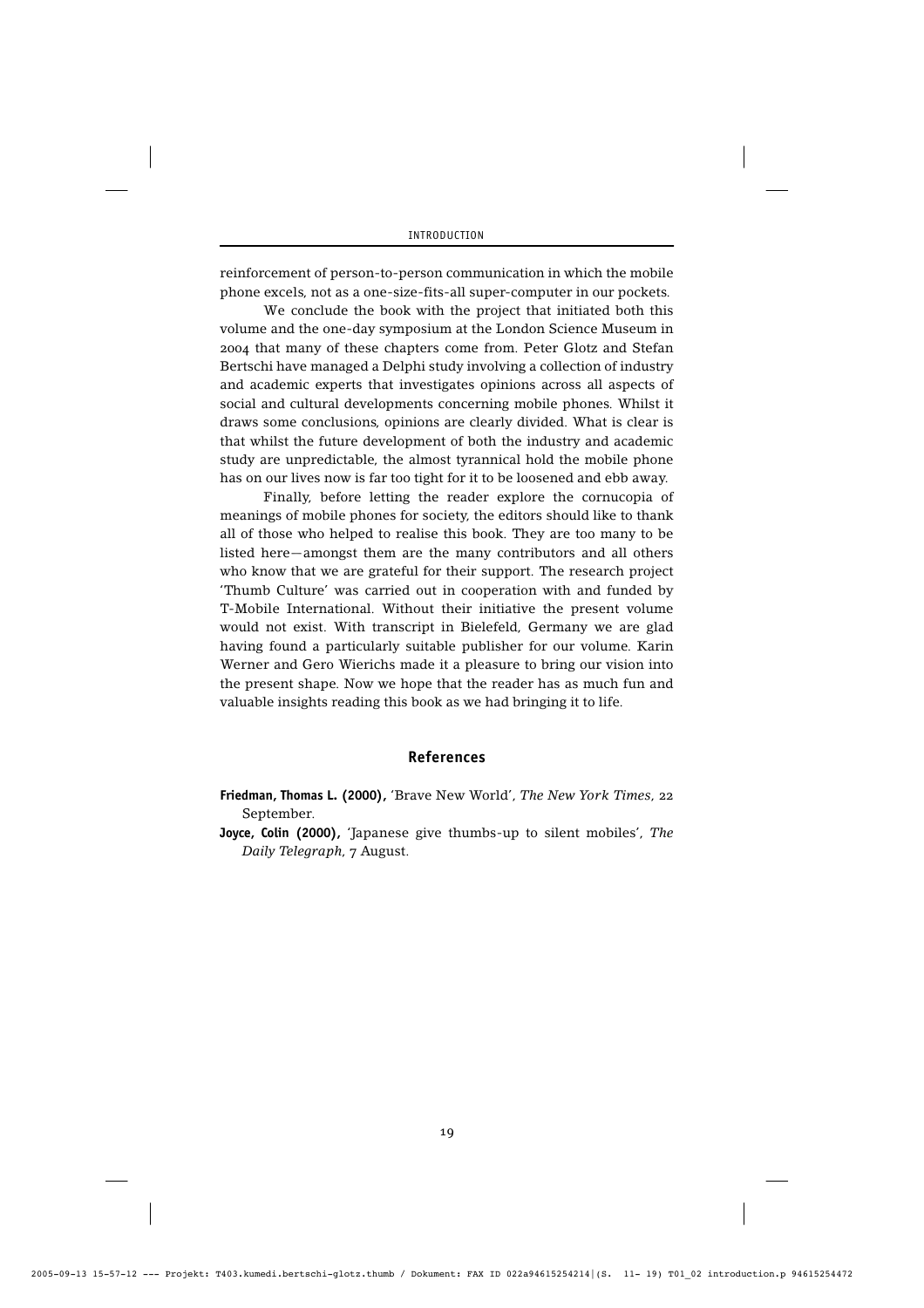reinforcement of person-to-person communication in which the mobile phone excels, not as a one-size-fits-all super-computer in our pockets.

We conclude the book with the project that initiated both this volume and the one-day symposium at the London Science Museum in 2004 that many of these chapters come from. Peter Glotz and Stefan Bertschi have managed a Delphi study involving a collection of industry and academic experts that investigates opinions across all aspects of social and cultural developments concerning mobile phones. Whilst it draws some conclusions, opinions are clearly divided. What is clear is that whilst the future development of both the industry and academic study are unpredictable, the almost tyrannical hold the mobile phone has on our lives now is far too tight for it to be loosened and ebb away.

Finally, before letting the reader explore the cornucopia of meanings of mobile phones for society, the editors should like to thank all of those who helped to realise this book. They are too many to be listed here—amongst them are the many contributors and all others who know that we are grateful for their support. The research project 'Thumb Culture' was carried out in cooperation with and funded by T-Mobile International. Without their initiative the present volume would not exist. With transcript in Bielefeld, Germany we are glad having found a particularly suitable publisher for our volume. Karin Werner and Gero Wierichs made it a pleasure to bring our vision into the present shape. Now we hope that the reader has as much fun and valuable insights reading this book as we had bringing it to life.

## References

**Friedman, Thomas L. (2000),** 'Brave New World', *The New York Times*, 22 September.

**Joyce, Colin (2000),** 'Japanese give thumbs-up to silent mobiles', *The Daily Telegraph*, 7 August.